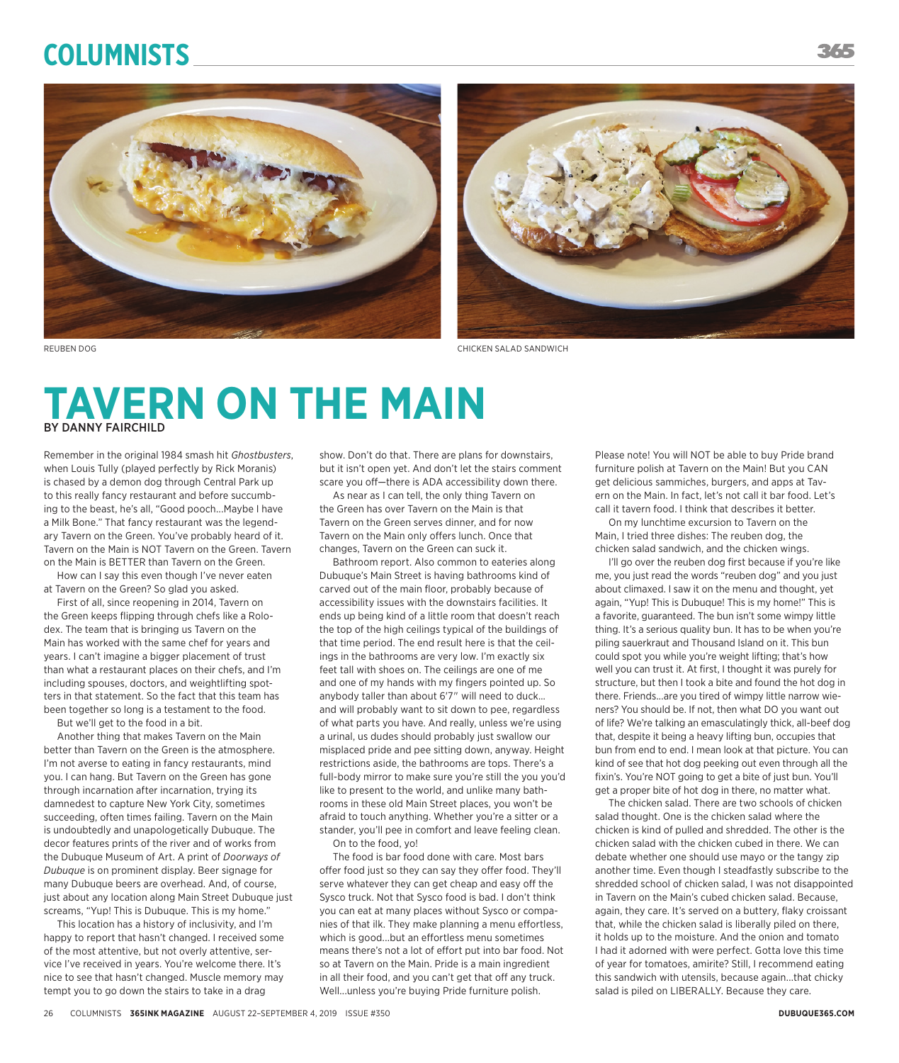# COLUMNISTS

REUBEN DOG

CHICKEN SALAD SANDWICH

# TAVERN ON THE MAIN

BY DANNY FAIRCHILD

Remember in the original 1984 smash hit *Ghostbusters*, when Louis Tully (played perfectly by Rick Moranis) is chased by a demon dog through Central Park up to this really fancy restaurant and before succumbing to the beast, he's all, "Good pooch…Maybe I have a Milk Bone." That fancy restaurant was the legendary Tavern on the Green. You've probably heard of it. Tavern on the Main is NOT Tavern on the Green. Tavern on the Main is BETTER than Tavern on the Green.

How can I say this even though I've never eaten at Tavern on the Green? So glad you asked.

First of all, since reopening in 2014, Tavern on the Green keeps flipping through chefs like a Rolodex. The team that is bringing us Tavern on the Main has worked with the same chef for years and years. I can't imagine a bigger placement of trust than what a restaurant places on their chefs, and I'm including spouses, doctors, and weightlifting spotters in that statement. So the fact that this team has been together so long is a testament to the food.

But we'll get to the food in a bit.

Another thing that makes Tavern on the Main better than Tavern on the Green is the atmosphere. I'm not averse to eating in fancy restaurants, mind you. I can hang. But Tavern on the Green has gone through incarnation after incarnation, trying its damnedest to capture New York City, sometimes succeeding, often times failing. Tavern on the Main is undoubtedly and unapologetically Dubuque. The decor features prints of the river and of works from the Dubuque Museum of Art. A print of *Doorways of Dubuque* is on prominent display. Beer signage for many Dubuque beers are overhead. And, of course, just about any location along Main Street Dubuque just screams, "Yup! This is Dubuque. This is my home."

This location has a history of inclusivity, and I'm happy to report that hasn't changed. I received some of the most attentive, but not overly attentive, service I've received in years. You're welcome there. It's nice to see that hasn't changed. Muscle memory may tempt you to go down the stairs to take in a drag show. Don't do that. There are plans for downstairs, but it isn't open yet. And don't let the stairs comment scare you off—there is ADA accessibility down there.

As near as I can tell, the only thing Tavern on the Green has over Tavern on the Main is that Tavern on the Green serves dinner, and for now Tavern on the Main only offers lunch. Once that changes, Tavern on the Green can suck it.

Bathroom report. Also common to eateries along Dubuque's Main Street is having bathrooms kind of carved out of the main floor, probably because of accessibility issues with the downstairs facilities. It ends up being kind of a little room that doesn't reach the top of the high ceilings typical of the buildings of that time period. The end result here is that the ceilings in the bathrooms are very low. I'm exactly six feet tall with shoes on. The ceilings are one of me and one of my hands with my fingers pointed up. So anybody taller than about 6'7" will need to duck… and will probably want to sit down to pee, regardless of what parts you have. And really, unless we're using a urinal, us dudes should probably just swallow our misplaced pride and pee sitting down, anyway. Height restrictions aside, the bathrooms are tops. There's a full-body mirror to make sure you're still the you you'd like to present to the world, and unlike many bathrooms in these old Main Street places, you won't be afraid to touch anything. Whether you're a sitter or a stander, you'll pee in comfort and leave feeling clean.

On to the food, yo!

The food is bar food done with care. Most bars offer food just so they can say they offer food. They'll serve whatever they can get cheap and easy off the Sysco truck. Not that Sysco food is bad. I don't think you can eat at many places without Sysco or companies of that ilk. They make planning a menu effortless, which is good…but an effortless menu sometimes means there's not a lot of effort put into bar food. Not so at Tavern on the Main. Pride is a main ingredient in all their food, and you can't get that off any truck. Well…unless you're buying Pride furniture polish.

Please note! You will NOT be able to buy Pride brand furniture polish at Tavern on the Main! But you CAN get delicious sammiches, burgers, and apps at Tavern on the Main. In fact, let's not call it bar food. Let's call it tavern food. I think that describes it better.

On my lunchtime excursion to Tavern on the Main, I tried three dishes: The reuben dog, the chicken salad sandwich, and the chicken wings.

I'll go over the reuben dog first because if you're like me, you just read the words "reuben dog" and you just about climaxed. I saw it on the menu and thought, yet again, "Yup! This is Dubuque! This is my home!" This is a favorite, guaranteed. The bun isn't some wimpy little thing. It's a serious quality bun. It has to be when you're piling sauerkraut and Thousand Island on it. This bun could spot you while you're weight lifting; that's how well you can trust it. At first, I thought it was purely for structure, but then I took a bite and found the hot dog in there. Friends…are you tired of wimpy little narrow wieners? You should be. If not, then what DO you want out of life? We're talking an emasculatingly thick, all-beef dog that, despite it being a heavy lifting bun, occupies that bun from end to end. I mean look at that picture. You can kind of see that hot dog peeking out even through all the fixin's. You're NOT going to get a bite of just bun. You'll get a proper bite of hot dog in there, no matter what.

The chicken salad. There are two schools of chicken salad thought. One is the chicken salad where the chicken is kind of pulled and shredded. The other is the chicken salad with the chicken cubed in there. We can debate whether one should use mayo or the tangy zip another time. Even though I steadfastly subscribe to the shredded school of chicken salad, I was not disappointed in Tavern on the Main's cubed chicken salad. Because, again, they care. It's served on a buttery, flaky croissant that, while the chicken salad is liberally piled on there, it holds up to the moisture. And the onion and tomato I had it adorned with were perfect. Gotta love this time of year for tomatoes, amirite? Still, I recommend eating this sandwich with utensils, because again…that chicky salad is piled on LIBERALLY. Because they care.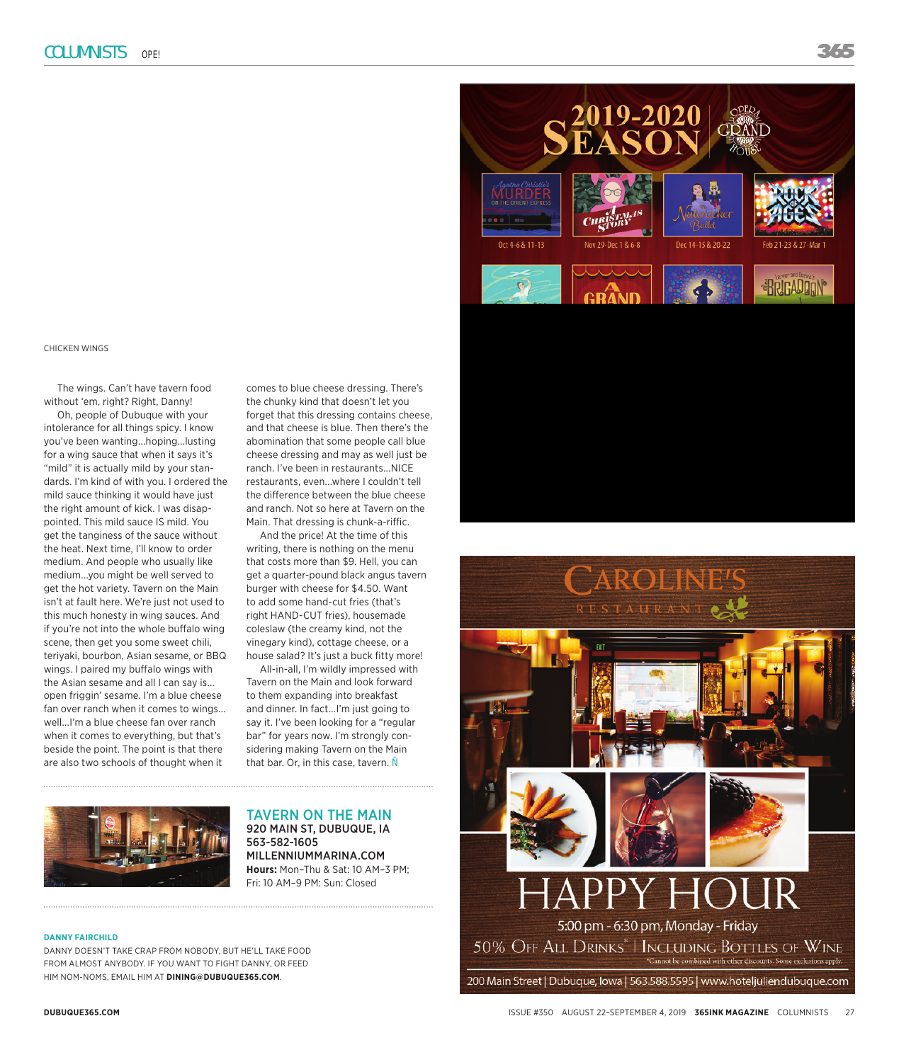CHICKEN WINGS

The wings. Can't have tavern food without 'em, right? Right, Danny!

Oh, people of Dubuque with your intolerance for all things spicy. I know you've been wanting...hoping...lusting for a wing sauce that when it says it's "mild" it is actually mild by your standards. I'm kind of with you. I ordered the mild sauce thinking it would have just the right amount of kick. I was disappointed. This mild sauce IS mild. You get the tanginess of the sauce without the heat. Next time, I'll know to order medium. And people who usually like medium...you might be well served to get the hot variety. Tavern on the Main isn't at fault here. We're just not used to this much honesty in wing sauces. And if you're not into the whole buffalo wing scene, then get you some sweet chili, teriyaki, bourbon, Asian sesame, or BBQ wings. I paired my buffalo wings with the Asian sesame and all I can say is... open friggin' sesame. I'm a blue cheese fan over ranch when it comes to wings... well...I'm a blue cheese fan over ranch when it comes to everything, but that's beside the point. The point is that there are also two schools of thought when it comes to blue cheese dressing. There's the chunky kind that doesn't let you forget that this dressing contains cheese, and that cheese is blue. Then there's the abomination that some people call blue cheese dressing and may as well just be ranch. I've been in restaurants...NICE restaurants, even...where I couldn't tell the difference between the blue cheese and ranch. Not so here at Tavern on the Main. That dressing is chunk-a-riffic.

And the price! At the time of this writing, there is nothing on the menu that costs more than $9. Hell, you can get a quarter-pound black angus tavern burger with cheese for $4.50. Want to add some hand-cut fries (that's right HAND-CUT fries), housemade coleslaw (the creamy kind, not the vinegary kind), cottage cheese, or a house salad? It's just a buck fitty more!

All-in-all, I'm wildly impressed with Tavern on the Main and look forward to them expanding into breakfast and dinner. In fact...I'm just going to say it. I've been looking for a "regular bar" for years now. I'm strongly considering making Tavern on the Main that bar. Or, in this case, tavern.

## TAVERN ON THE MAIN

**920 MAIN ST, DUBUQUE, IA**
**563-582-1605**
**MILLENNIUMMARINA.COM**
**Hours:** Mon–Thu & Sat: 10 AM–3 PM; Fri: 10 AM–9 PM: Sun: Closed

**DANNY FAIRCHILD**

DANNY DOESN'T TAKE CRAP FROM NOBODY, BUT HE'LL TAKE FOOD FROM ALMOST ANYBODY. IF YOU WANT TO FIGHT DANNY, OR FEED HIM NOM-NOMS, EMAIL HIM AT **DINING@DUBUQUE365.COM**.

2019-2020 SEASON
GRAND OPERA HOUSE

Agatha Christie's MURDER ON THE ORIENT EXPRESS — Oct 4-6 & 11-13
A CHRISTMAS STORY — Nov 29-Dec 1 & 6-8
Nutcracker Ballet — Dec 14-15 & 20-22
ROCK OF AGES — Feb 21-23 & 27-Mar 1
A GRAND
Lerner and Loewe's BRIGADOON

CAROLINE'S RESTAURANT

HAPPY HOUR

5:00 pm - 6:30 pm, Monday - Friday

50% Off All Drinks* | Including Bottles of Wine

*Cannot be combined with other discounts. Some exclusions apply.

200 Main Street | Dubuque, Iowa | 563.588.5595 | www.hoteljuliendubuque.com